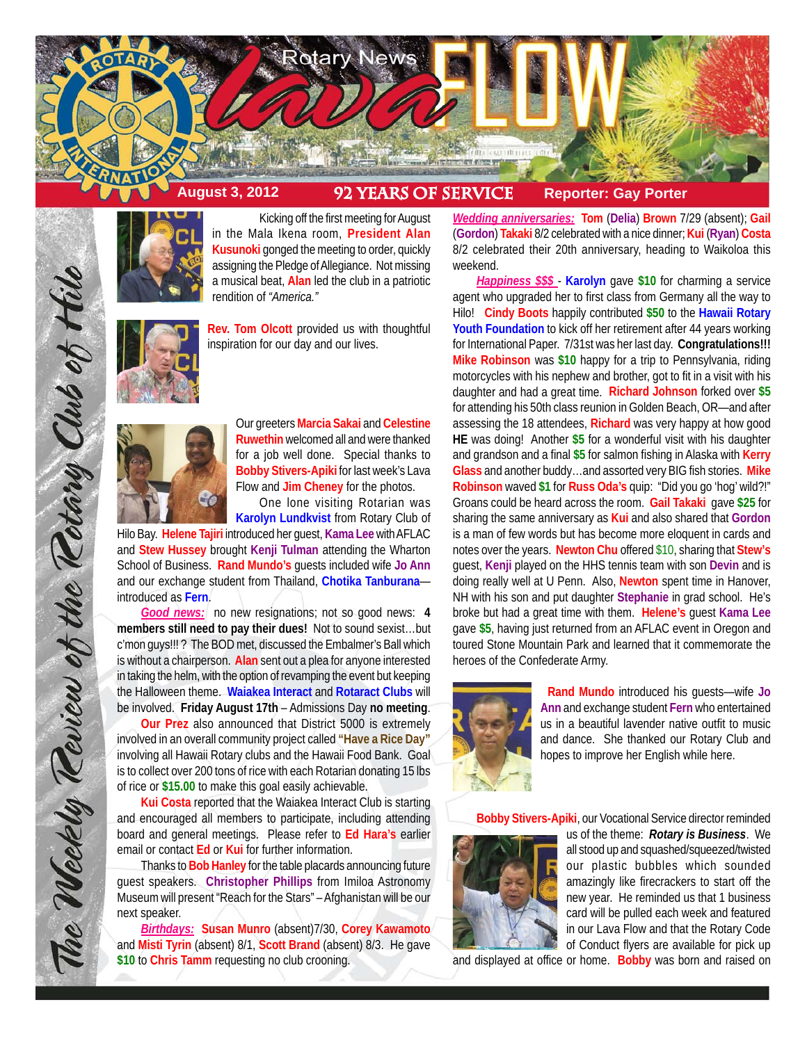# Rotary News lava FLOW

**August 3, 2012** — **92 YEARS OF SERVICE** — **Reporter: Gay Porter**

*The Weekly Review of the Rotary Club of Hilo*

Kicking off the first meeting for August in the Mala Ikena room, **President Alan Kusunoki** gonged the meeting to order, quickly assigning the Pledge of Allegiance. Not missing a musical beat, **Alan** led the club in a patriotic rendition of *"America."*

**Rev. Tom Olcott** provided us with thoughtful inspiration for our day and our lives.

Our greeters **Marcia Sakai** and **Celestine Ruwethin** welcomed all and were thanked for a job well done. Special thanks to **Bobby Stivers-Apiki** for last week's Lava Flow and **Jim Cheney** for the photos.

One lone visiting Rotarian was **Karolyn Lundkvist** from Rotary Club of Hilo Bay. **Helene Tajiri** introduced her guest, **Kama Lee** with AFLAC and **Stew Hussey** brought **Kenji Tulman** attending the Wharton School of Business. **Rand Mundo's** guests included wife **Jo Ann** and our exchange student from Thailand, **Chotika Tanburana**—introduced as **Fern**.

***Good news:*** no new resignations; not so good news: **4 members still need to pay their dues!** Not to sound sexist…but c'mon guys!!! ? The BOD met, discussed the Embalmer's Ball which is without a chairperson. **Alan** sent out a plea for anyone interested in taking the helm, with the option of revamping the event but keeping the Halloween theme. **Waiakea Interact** and **Rotaract Clubs** will be involved. **Friday August 17th** – Admissions Day **no meeting**.

**Our Prez** also announced that District 5000 is extremely involved in an overall community project called **"Have a Rice Day"** involving all Hawaii Rotary clubs and the Hawaii Food Bank. Goal is to collect over 200 tons of rice with each Rotarian donating 15 lbs of rice or **$15.00** to make this goal easily achievable.

**Kui Costa** reported that the Waiakea Interact Club is starting and encouraged all members to participate, including attending board and general meetings. Please refer to **Ed Hara's** earlier email or contact **Ed** or **Kui** for further information.

Thanks to **Bob Hanley** for the table placards announcing future guest speakers. **Christopher Phillips** from Imiloa Astronomy Museum will present "Reach for the Stars" – Afghanistan will be our next speaker.

***Birthdays:*** **Susan Munro** (absent)7/30, **Corey Kawamoto** and **Misti Tyrin** (absent) 8/1, **Scott Brand** (absent) 8/3. He gave **$10** to **Chris Tamm** requesting no club crooning.

***Wedding anniversaries:*** **Tom** (**Delia**) **Brown** 7/29 (absent); **Gail** (**Gordon**) **Takaki** 8/2 celebrated with a nice dinner; **Kui** (**Ryan**) **Costa** 8/2 celebrated their 20th anniversary, heading to Waikoloa this weekend.

***Happiness $$$*** - **Karolyn** gave **$10** for charming a service agent who upgraded her to first class from Germany all the way to Hilo! **Cindy Boots** happily contributed **$50** to the **Hawaii Rotary Youth Foundation** to kick off her retirement after 44 years working for International Paper. 7/31st was her last day. **Congratulations!!! Mike Robinson** was **$10** happy for a trip to Pennsylvania, riding motorcycles with his nephew and brother, got to fit in a visit with his daughter and had a great time. **Richard Johnson** forked over **$5** for attending his 50th class reunion in Golden Beach, OR—and after assessing the 18 attendees, **Richard** was very happy at how good **HE** was doing! Another **$5** for a wonderful visit with his daughter and grandson and a final **$5** for salmon fishing in Alaska with **Kerry Glass** and another buddy…and assorted very BIG fish stories. **Mike Robinson** waved **$1** for **Russ Oda's** quip: "Did you go 'hog' wild?!" Groans could be heard across the room. **Gail Takaki** gave **$25** for sharing the same anniversary as **Kui** and also shared that **Gordon** is a man of few words but has become more eloquent in cards and notes over the years. **Newton Chu** offered **$10**, sharing that **Stew's** guest, **Kenji** played on the HHS tennis team with son **Devin** and is doing really well at U Penn. Also, **Newton** spent time in Hanover, NH with his son and put daughter **Stephanie** in grad school. He's broke but had a great time with them. **Helene's** guest **Kama Lee** gave **$5**, having just returned from an AFLAC event in Oregon and toured Stone Mountain Park and learned that it commemorate the heroes of the Confederate Army.

**Rand Mundo** introduced his guests—wife **Jo Ann** and exchange student **Fern** who entertained us in a beautiful lavender native outfit to music and dance. She thanked our Rotary Club and hopes to improve her English while here.

**Bobby Stivers-Apiki**, our Vocational Service director reminded us of the theme: ***Rotary is Business***. We all stood up and squashed/squeezed/twisted our plastic bubbles which sounded amazingly like firecrackers to start off the new year. He reminded us that 1 business card will be pulled each week and featured in our Lava Flow and that the Rotary Code of Conduct flyers are available for pick up and displayed at office or home. **Bobby** was born and raised on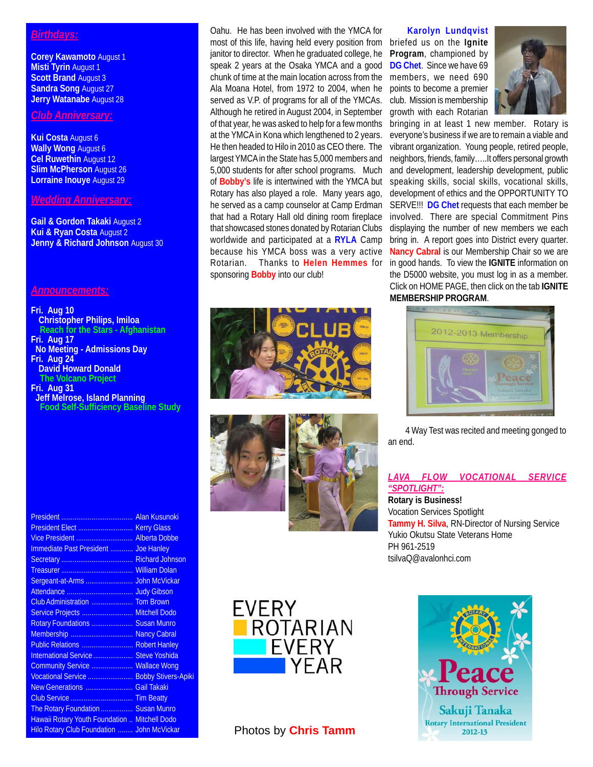## Birthdays:

**Corey Kawamoto** August 1
**Misti Tyrin** August 1
**Scott Brand** August 3
**Sandra Song** August 27
**Jerry Watanabe** August 28

## Club Anniversary:

**Kui Costa** August 6
**Wally Wong** August 6
**Cel Ruwethin** August 12
**Slim McPherson** August 26
**Lorraine Inouye** August 29

## Wedding Anniversary:

**Gail & Gordon Takaki** August 2
**Kui & Ryan Costa** August 2
**Jenny & Richard Johnson** August 30

## Announcements:

**Fri. Aug 10**
**Christopher Philips, Imiloa**
**Reach for the Stars - Afghanistan**

**Fri. Aug 17**
**No Meeting - Admissions Day**

**Fri. Aug 24**
**David Howard Donald**
**The Volcano Project**

**Fri. Aug 31**
**Jeff Melrose, Island Planning**
**Food Self-Sufficiency Baseline Study**

| | |
|---|---|
| President | Alan Kusunoki |
| President Elect | Kerry Glass |
| Vice President | Alberta Dobbe |
| Immediate Past President | Joe Hanley |
| Secretary | Richard Johnson |
| Treasurer | William Dolan |
| Sergeant-at-Arms | John McVickar |
| Attendance | Judy Gibson |
| Club Administration | Tom Brown |
| Service Projects | Mitchell Dodo |
| Rotary Foundations | Susan Munro |
| Membership | Nancy Cabral |
| Public Relations | Robert Hanley |
| International Service | Steve Yoshida |
| Community Service | Wallace Wong |
| Vocational Service | Bobby Stivers-Apiki |
| New Generations | Gail Takaki |
| Club Service | Tim Beatty |
| The Rotary Foundation | Susan Munro |
| Hawaii Rotary Youth Foundation | Mitchell Dodo |
| Hilo Rotary Club Foundation | John McVickar |

Oahu. He has been involved with the YMCA for most of this life, having held every position from janitor to director. When he graduated college, he speak 2 years at the Osaka YMCA and a good chunk of time at the main location across from the Ala Moana Hotel, from 1972 to 2004, when he served as V.P. of programs for all of the YMCAs. Although he retired in August 2004, in September of that year, he was asked to help for a few months at the YMCA in Kona which lengthened to 2 years. He then headed to Hilo in 2010 as CEO there. The largest YMCA in the State has 5,000 members and 5,000 students for after school programs. Much of **Bobby's** life is intertwined with the YMCA but Rotary has also played a role. Many years ago, he served as a camp counselor at Camp Erdman that had a Rotary Hall old dining room fireplace that showcased stones donated by Rotarian Clubs worldwide and participated at a **RYLA** Camp because his YMCA boss was a very active Rotarian. Thanks to **Helen Hemmes** for sponsoring **Bobby** into our club!

**Karolyn Lundqvist** briefed us on the **Ignite Program**, championed by **DG Chet**. Since we have 69 members, we need 690 points to become a premier club. Mission is membership growth with each Rotarian bringing in at least 1 new member. Rotary is everyone's business if we are to remain a viable and vibrant organization. Young people, retired people, neighbors, friends, family…..It offers personal growth and development, leadership development, public speaking skills, social skills, vocational skills, development of ethics and the OPPORTUNITY TO SERVE!!! **DG Chet** requests that each member be involved. There are special Commitment Pins displaying the number of new members we each bring in. A report goes into District every quarter. **Nancy Cabral** is our Membership Chair so we are in good hands. To view the **IGNITE** information on the D5000 website, you must log in as a member. Click on HOME PAGE, then click on the tab **IGNITE MEMBERSHIP PROGRAM**.

4 Way Test was recited and meeting gonged to an end.

## LAVA FLOW VOCATIONAL SERVICE "SPOTLIGHT":

**Rotary is Business!**
Vocation Services Spotlight
**Tammy H. Silva**, RN-Director of Nursing Service
Yukio Okutsu State Veterans Home
PH 961-2519
tsilvaQ@avalonhci.com

EVERY ROTARIAN EVERY YEAR

Photos by **Chris Tamm**

Peace Through Service
Sakuji Tanaka
Rotary International President 2012-13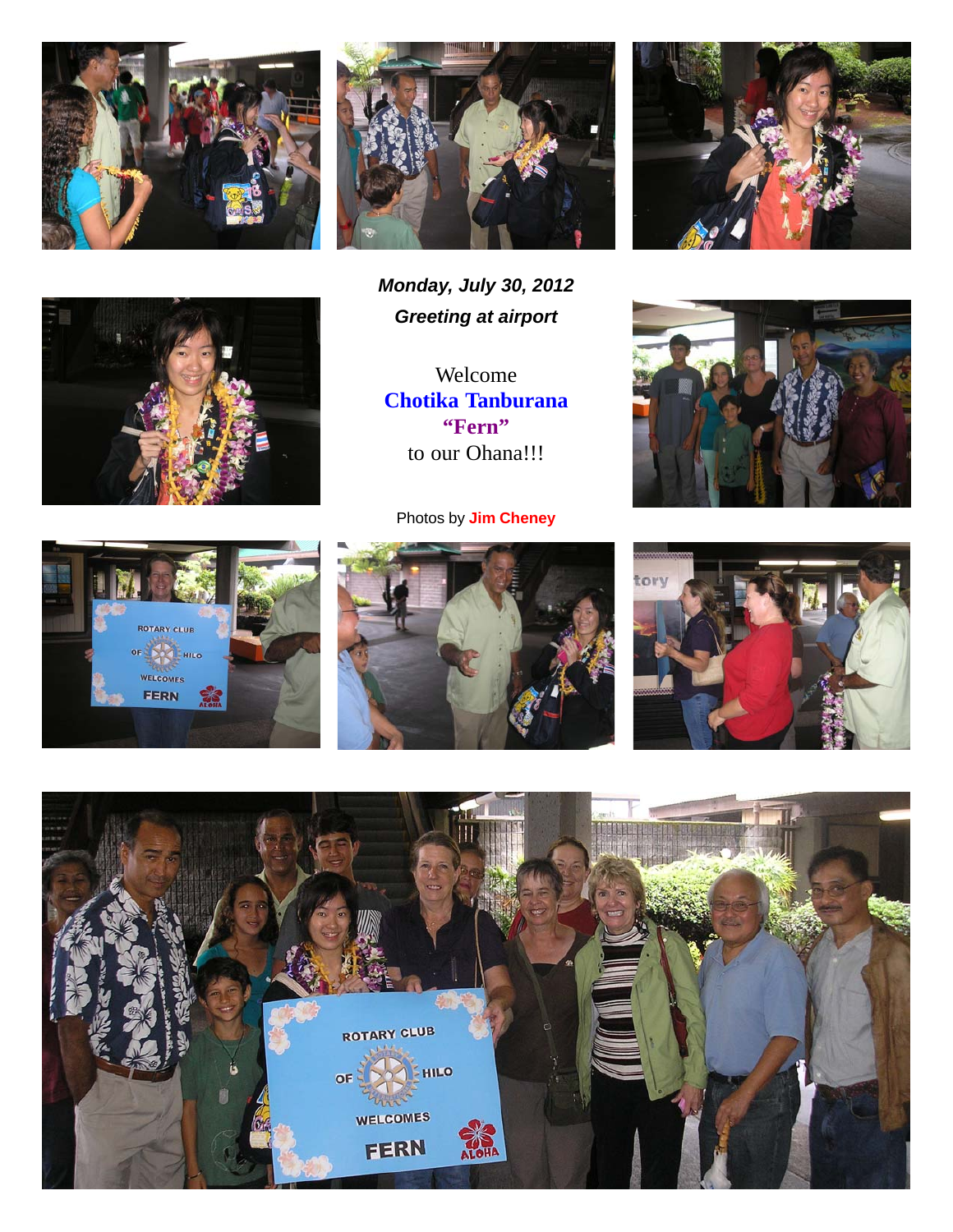***Monday, July 30, 2012***

***Greeting at airport***

Welcome

**Chotika Tanburana**

**“Fern”**

to our Ohana!!!

Photos by **Jim Cheney**